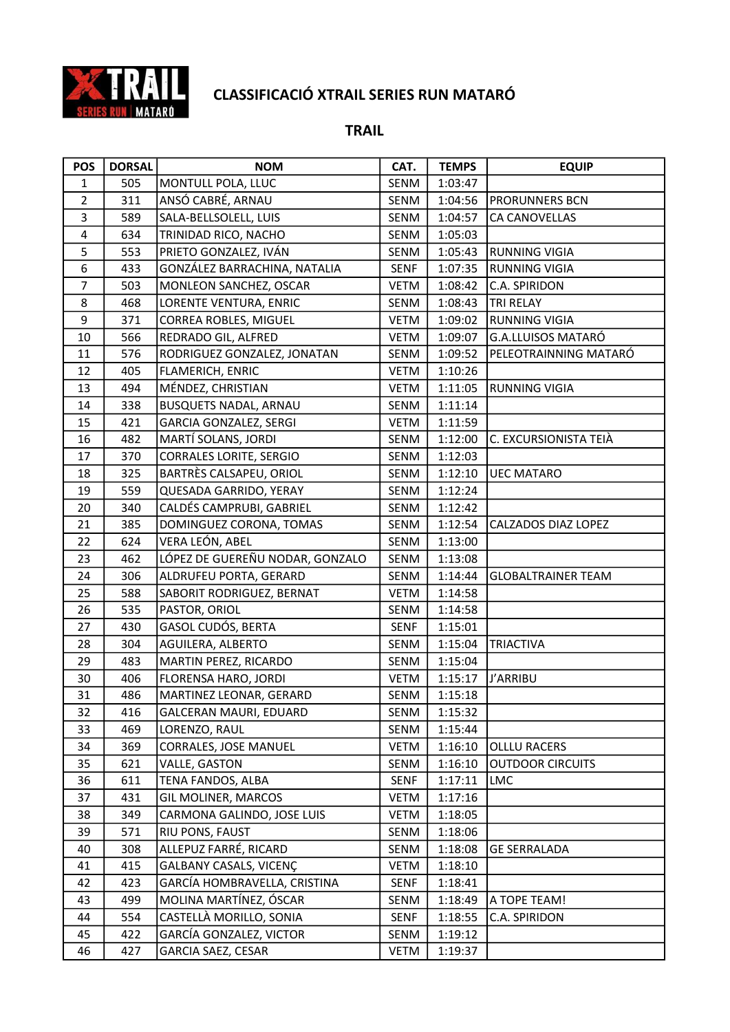# CLASSIFICACIÓ XTRAIL SERIES RUN MATARÓ

## TRAIL

| POS | DORSAL | NOM | CAT. | TEMPS | EQUIP |
|---|---|---|---|---|---|
| 1 | 505 | MONTULL POLA, LLUC | SENM | 1:03:47 | |
| 2 | 311 | ANSÓ CABRÉ, ARNAU | SENM | 1:04:56 | PRORUNNERS BCN |
| 3 | 589 | SALA-BELLSOLELL, LUIS | SENM | 1:04:57 | CA CANOVELLAS |
| 4 | 634 | TRINIDAD RICO, NACHO | SENM | 1:05:03 | |
| 5 | 553 | PRIETO GONZALEZ, IVÁN | SENM | 1:05:43 | RUNNING VIGIA |
| 6 | 433 | GONZÁLEZ BARRACHINA, NATALIA | SENF | 1:07:35 | RUNNING VIGIA |
| 7 | 503 | MONLEON SANCHEZ, OSCAR | VETM | 1:08:42 | C.A. SPIRIDON |
| 8 | 468 | LORENTE VENTURA, ENRIC | SENM | 1:08:43 | TRI RELAY |
| 9 | 371 | CORREA ROBLES, MIGUEL | VETM | 1:09:02 | RUNNING VIGIA |
| 10 | 566 | REDRADO GIL, ALFRED | VETM | 1:09:07 | G.A.LLUISOS MATARÓ |
| 11 | 576 | RODRIGUEZ GONZALEZ, JONATAN | SENM | 1:09:52 | PELEOTRAINNING MATARÓ |
| 12 | 405 | FLAMERICH, ENRIC | VETM | 1:10:26 | |
| 13 | 494 | MÉNDEZ, CHRISTIAN | VETM | 1:11:05 | RUNNING VIGIA |
| 14 | 338 | BUSQUETS NADAL, ARNAU | SENM | 1:11:14 | |
| 15 | 421 | GARCIA GONZALEZ, SERGI | VETM | 1:11:59 | |
| 16 | 482 | MARTÍ SOLANS, JORDI | SENM | 1:12:00 | C. EXCURSIONISTA TEIÀ |
| 17 | 370 | CORRALES LORITE, SERGIO | SENM | 1:12:03 | |
| 18 | 325 | BARTRÈS CALSAPEU, ORIOL | SENM | 1:12:10 | UEC MATARO |
| 19 | 559 | QUESADA GARRIDO, YERAY | SENM | 1:12:24 | |
| 20 | 340 | CALDÉS CAMPRUBI, GABRIEL | SENM | 1:12:42 | |
| 21 | 385 | DOMINGUEZ CORONA, TOMAS | SENM | 1:12:54 | CALZADOS DIAZ LOPEZ |
| 22 | 624 | VERA LEÓN, ABEL | SENM | 1:13:00 | |
| 23 | 462 | LÓPEZ DE GUEREÑU NODAR, GONZALO | SENM | 1:13:08 | |
| 24 | 306 | ALDRUFEU PORTA, GERARD | SENM | 1:14:44 | GLOBALTRAINER TEAM |
| 25 | 588 | SABORIT RODRIGUEZ, BERNAT | VETM | 1:14:58 | |
| 26 | 535 | PASTOR, ORIOL | SENM | 1:14:58 | |
| 27 | 430 | GASOL CUDÓS, BERTA | SENF | 1:15:01 | |
| 28 | 304 | AGUILERA, ALBERTO | SENM | 1:15:04 | TRIACTIVA |
| 29 | 483 | MARTIN PEREZ, RICARDO | SENM | 1:15:04 | |
| 30 | 406 | FLORENSA HARO, JORDI | VETM | 1:15:17 | J'ARRIBU |
| 31 | 486 | MARTINEZ LEONAR, GERARD | SENM | 1:15:18 | |
| 32 | 416 | GALCERAN MAURI, EDUARD | SENM | 1:15:32 | |
| 33 | 469 | LORENZO, RAUL | SENM | 1:15:44 | |
| 34 | 369 | CORRALES, JOSE MANUEL | VETM | 1:16:10 | OLLLU RACERS |
| 35 | 621 | VALLE, GASTON | SENM | 1:16:10 | OUTDOOR CIRCUITS |
| 36 | 611 | TENA FANDOS, ALBA | SENF | 1:17:11 | LMC |
| 37 | 431 | GIL MOLINER, MARCOS | VETM | 1:17:16 | |
| 38 | 349 | CARMONA GALINDO, JOSE LUIS | VETM | 1:18:05 | |
| 39 | 571 | RIU PONS, FAUST | SENM | 1:18:06 | |
| 40 | 308 | ALLEPUZ FARRÉ, RICARD | SENM | 1:18:08 | GE SERRALADA |
| 41 | 415 | GALBANY CASALS, VICENÇ | VETM | 1:18:10 | |
| 42 | 423 | GARCÍA HOMBRAVELLA, CRISTINA | SENF | 1:18:41 | |
| 43 | 499 | MOLINA MARTÍNEZ, ÓSCAR | SENM | 1:18:49 | A TOPE TEAM! |
| 44 | 554 | CASTELLÀ MORILLO, SONIA | SENF | 1:18:55 | C.A. SPIRIDON |
| 45 | 422 | GARCÍA GONZALEZ, VICTOR | SENM | 1:19:12 | |
| 46 | 427 | GARCIA SAEZ, CESAR | VETM | 1:19:37 | |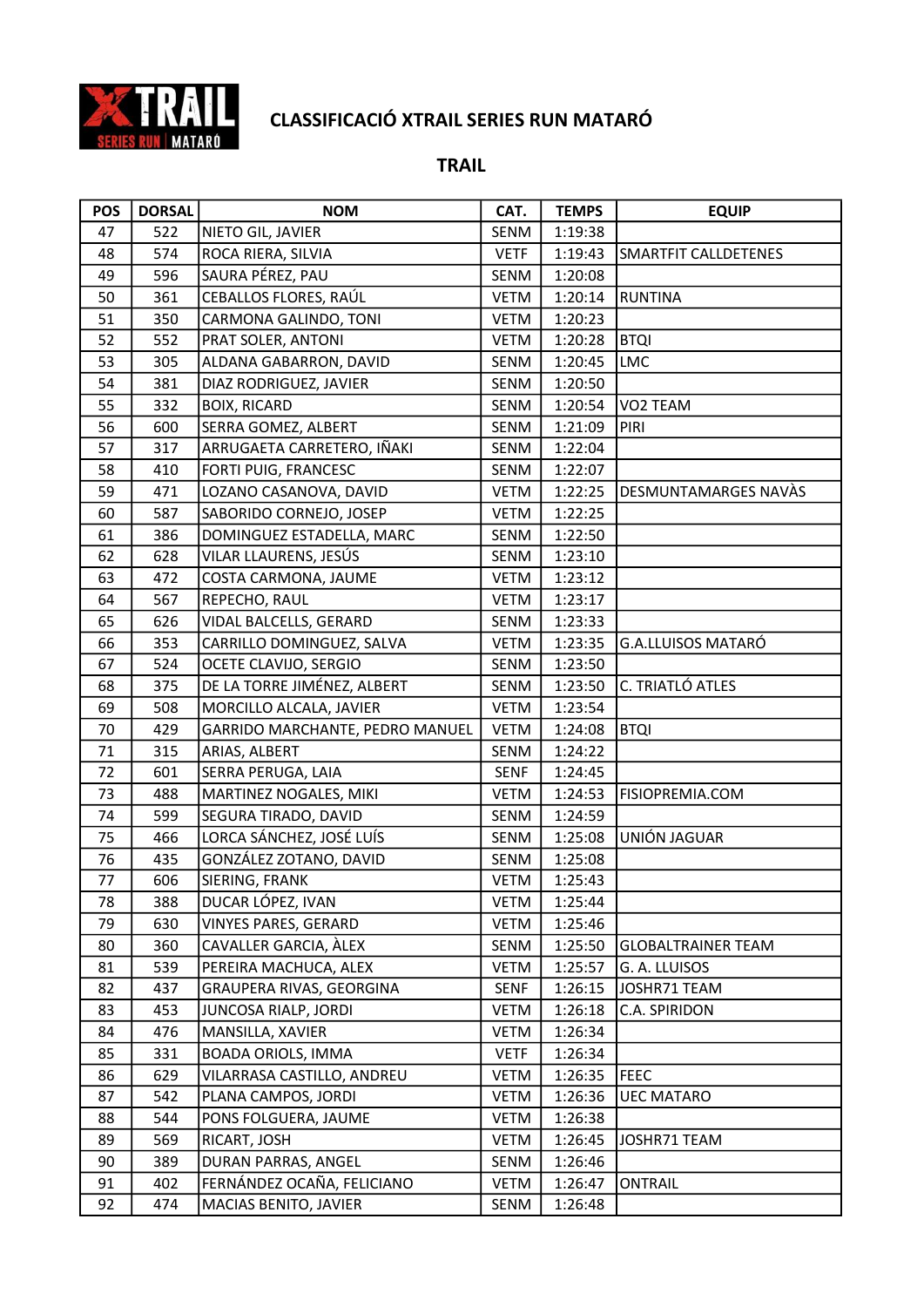# CLASSIFICACIÓ XTRAIL SERIES RUN MATARÓ

## TRAIL

| POS | DORSAL | NOM | CAT. | TEMPS | EQUIP |
|---|---|---|---|---|---|
| 47 | 522 | NIETO GIL, JAVIER | SENM | 1:19:38 | |
| 48 | 574 | ROCA RIERA, SILVIA | VETF | 1:19:43 | SMARTFIT CALLDETENES |
| 49 | 596 | SAURA PÉREZ, PAU | SENM | 1:20:08 | |
| 50 | 361 | CEBALLOS FLORES, RAÚL | VETM | 1:20:14 | RUNTINA |
| 51 | 350 | CARMONA GALINDO, TONI | VETM | 1:20:23 | |
| 52 | 552 | PRAT SOLER, ANTONI | VETM | 1:20:28 | BTQI |
| 53 | 305 | ALDANA GABARRON, DAVID | SENM | 1:20:45 | LMC |
| 54 | 381 | DIAZ RODRIGUEZ, JAVIER | SENM | 1:20:50 | |
| 55 | 332 | BOIX, RICARD | SENM | 1:20:54 | VO2 TEAM |
| 56 | 600 | SERRA GOMEZ, ALBERT | SENM | 1:21:09 | PIRI |
| 57 | 317 | ARRUGAETA CARRETERO, IÑAKI | SENM | 1:22:04 | |
| 58 | 410 | FORTI PUIG, FRANCESC | SENM | 1:22:07 | |
| 59 | 471 | LOZANO CASANOVA, DAVID | VETM | 1:22:25 | DESMUNTAMARGES NAVÀS |
| 60 | 587 | SABORIDO CORNEJO, JOSEP | VETM | 1:22:25 | |
| 61 | 386 | DOMINGUEZ ESTADELLA, MARC | SENM | 1:22:50 | |
| 62 | 628 | VILAR LLAURENS, JESÚS | SENM | 1:23:10 | |
| 63 | 472 | COSTA CARMONA, JAUME | VETM | 1:23:12 | |
| 64 | 567 | REPECHO, RAUL | VETM | 1:23:17 | |
| 65 | 626 | VIDAL BALCELLS, GERARD | SENM | 1:23:33 | |
| 66 | 353 | CARRILLO DOMINGUEZ, SALVA | VETM | 1:23:35 | G.A.LLUISOS MATARÓ |
| 67 | 524 | OCETE CLAVIJO, SERGIO | SENM | 1:23:50 | |
| 68 | 375 | DE LA TORRE JIMÉNEZ, ALBERT | SENM | 1:23:50 | C. TRIATLÓ ATLES |
| 69 | 508 | MORCILLO ALCALA, JAVIER | VETM | 1:23:54 | |
| 70 | 429 | GARRIDO MARCHANTE, PEDRO MANUEL | VETM | 1:24:08 | BTQI |
| 71 | 315 | ARIAS, ALBERT | SENM | 1:24:22 | |
| 72 | 601 | SERRA PERUGA, LAIA | SENF | 1:24:45 | |
| 73 | 488 | MARTINEZ NOGALES, MIKI | VETM | 1:24:53 | FISIOPREMIA.COM |
| 74 | 599 | SEGURA TIRADO, DAVID | SENM | 1:24:59 | |
| 75 | 466 | LORCA SÁNCHEZ, JOSÉ LUÍS | SENM | 1:25:08 | UNIÓN JAGUAR |
| 76 | 435 | GONZÁLEZ ZOTANO, DAVID | SENM | 1:25:08 | |
| 77 | 606 | SIERING, FRANK | VETM | 1:25:43 | |
| 78 | 388 | DUCAR LÓPEZ, IVAN | VETM | 1:25:44 | |
| 79 | 630 | VINYES PARES, GERARD | VETM | 1:25:46 | |
| 80 | 360 | CAVALLER GARCIA, ÀLEX | SENM | 1:25:50 | GLOBALTRAINER TEAM |
| 81 | 539 | PEREIRA MACHUCA, ALEX | VETM | 1:25:57 | G. A. LLUISOS |
| 82 | 437 | GRAUPERA RIVAS, GEORGINA | SENF | 1:26:15 | JOSHR71 TEAM |
| 83 | 453 | JUNCOSA RIALP, JORDI | VETM | 1:26:18 | C.A. SPIRIDON |
| 84 | 476 | MANSILLA, XAVIER | VETM | 1:26:34 | |
| 85 | 331 | BOADA ORIOLS, IMMA | VETF | 1:26:34 | |
| 86 | 629 | VILARRASA CASTILLO, ANDREU | VETM | 1:26:35 | FEEC |
| 87 | 542 | PLANA CAMPOS, JORDI | VETM | 1:26:36 | UEC MATARO |
| 88 | 544 | PONS FOLGUERA, JAUME | VETM | 1:26:38 | |
| 89 | 569 | RICART, JOSH | VETM | 1:26:45 | JOSHR71 TEAM |
| 90 | 389 | DURAN PARRAS, ANGEL | SENM | 1:26:46 | |
| 91 | 402 | FERNÁNDEZ OCAÑA, FELICIANO | VETM | 1:26:47 | ONTRAIL |
| 92 | 474 | MACIAS BENITO, JAVIER | SENM | 1:26:48 | |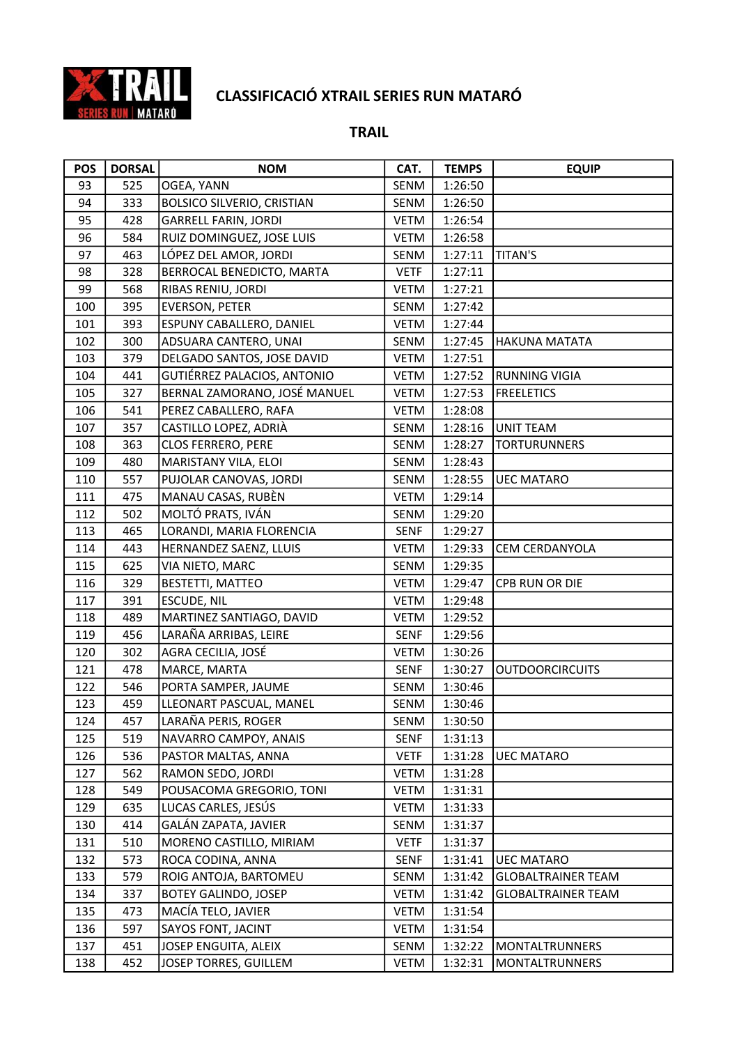# CLASSIFICACIÓ XTRAIL SERIES RUN MATARÓ

## TRAIL

| POS | DORSAL | NOM | CAT. | TEMPS | EQUIP |
|---|---|---|---|---|---|
| 93 | 525 | OGEA, YANN | SENM | 1:26:50 | |
| 94 | 333 | BOLSICO SILVERIO, CRISTIAN | SENM | 1:26:50 | |
| 95 | 428 | GARRELL FARIN, JORDI | VETM | 1:26:54 | |
| 96 | 584 | RUIZ DOMINGUEZ, JOSE LUIS | VETM | 1:26:58 | |
| 97 | 463 | LÓPEZ DEL AMOR, JORDI | SENM | 1:27:11 | TITAN'S |
| 98 | 328 | BERROCAL BENEDICTO, MARTA | VETF | 1:27:11 | |
| 99 | 568 | RIBAS RENIU, JORDI | VETM | 1:27:21 | |
| 100 | 395 | EVERSON, PETER | SENM | 1:27:42 | |
| 101 | 393 | ESPUNY CABALLERO, DANIEL | VETM | 1:27:44 | |
| 102 | 300 | ADSUARA CANTERO, UNAI | SENM | 1:27:45 | HAKUNA MATATA |
| 103 | 379 | DELGADO SANTOS, JOSE DAVID | VETM | 1:27:51 | |
| 104 | 441 | GUTIÉRREZ PALACIOS, ANTONIO | VETM | 1:27:52 | RUNNING VIGIA |
| 105 | 327 | BERNAL ZAMORANO, JOSÉ MANUEL | VETM | 1:27:53 | FREELETICS |
| 106 | 541 | PEREZ CABALLERO, RAFA | VETM | 1:28:08 | |
| 107 | 357 | CASTILLO LOPEZ, ADRIÀ | SENM | 1:28:16 | UNIT TEAM |
| 108 | 363 | CLOS FERRERO, PERE | SENM | 1:28:27 | TORTURUNNERS |
| 109 | 480 | MARISTANY VILA, ELOI | SENM | 1:28:43 | |
| 110 | 557 | PUJOLAR CANOVAS, JORDI | SENM | 1:28:55 | UEC MATARO |
| 111 | 475 | MANAU CASAS, RUBÈN | VETM | 1:29:14 | |
| 112 | 502 | MOLTÓ PRATS, IVÁN | SENM | 1:29:20 | |
| 113 | 465 | LORANDI, MARIA FLORENCIA | SENF | 1:29:27 | |
| 114 | 443 | HERNANDEZ SAENZ, LLUIS | VETM | 1:29:33 | CEM CERDANYOLA |
| 115 | 625 | VIA NIETO, MARC | SENM | 1:29:35 | |
| 116 | 329 | BESTETTI, MATTEO | VETM | 1:29:47 | CPB RUN OR DIE |
| 117 | 391 | ESCUDE, NIL | VETM | 1:29:48 | |
| 118 | 489 | MARTINEZ SANTIAGO, DAVID | VETM | 1:29:52 | |
| 119 | 456 | LARAÑA ARRIBAS, LEIRE | SENF | 1:29:56 | |
| 120 | 302 | AGRA CECILIA, JOSÉ | VETM | 1:30:26 | |
| 121 | 478 | MARCE, MARTA | SENF | 1:30:27 | OUTDOORCIRCUITS |
| 122 | 546 | PORTA SAMPER, JAUME | SENM | 1:30:46 | |
| 123 | 459 | LLEONART PASCUAL, MANEL | SENM | 1:30:46 | |
| 124 | 457 | LARAÑA PERIS, ROGER | SENM | 1:30:50 | |
| 125 | 519 | NAVARRO CAMPOY, ANAIS | SENF | 1:31:13 | |
| 126 | 536 | PASTOR MALTAS, ANNA | VETF | 1:31:28 | UEC MATARO |
| 127 | 562 | RAMON SEDO, JORDI | VETM | 1:31:28 | |
| 128 | 549 | POUSACOMA GREGORIO, TONI | VETM | 1:31:31 | |
| 129 | 635 | LUCAS CARLES, JESÚS | VETM | 1:31:33 | |
| 130 | 414 | GALÁN ZAPATA, JAVIER | SENM | 1:31:37 | |
| 131 | 510 | MORENO CASTILLO, MIRIAM | VETF | 1:31:37 | |
| 132 | 573 | ROCA CODINA, ANNA | SENF | 1:31:41 | UEC MATARO |
| 133 | 579 | ROIG ANTOJA, BARTOMEU | SENM | 1:31:42 | GLOBALTRAINER TEAM |
| 134 | 337 | BOTEY GALINDO, JOSEP | VETM | 1:31:42 | GLOBALTRAINER TEAM |
| 135 | 473 | MACÍA TELO, JAVIER | VETM | 1:31:54 | |
| 136 | 597 | SAYOS FONT, JACINT | VETM | 1:31:54 | |
| 137 | 451 | JOSEP ENGUITA, ALEIX | SENM | 1:32:22 | MONTALTRUNNERS |
| 138 | 452 | JOSEP TORRES, GUILLEM | VETM | 1:32:31 | MONTALTRUNNERS |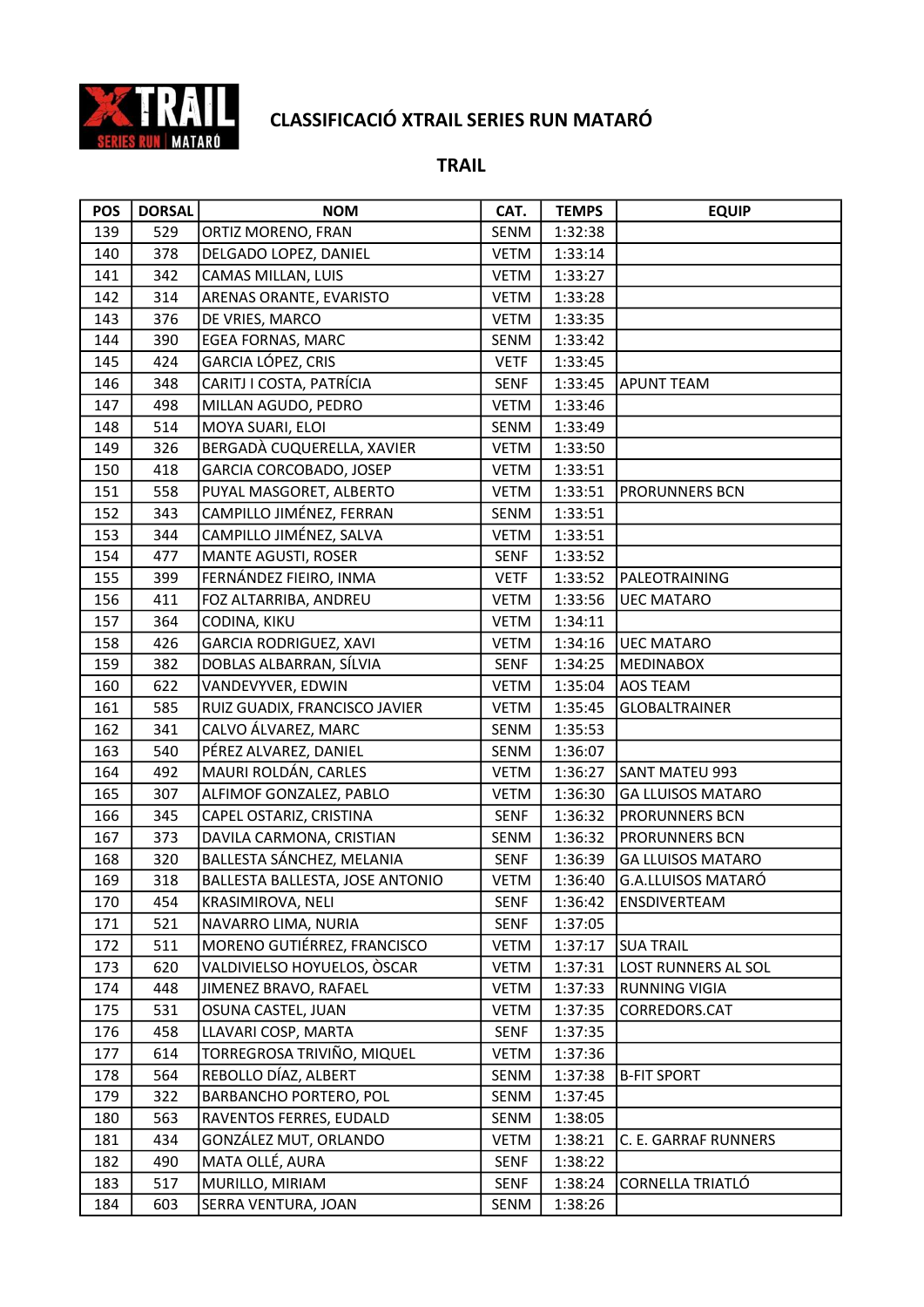# CLASSIFICACIÓ XTRAIL SERIES RUN MATARÓ

## TRAIL

| POS | DORSAL | NOM | CAT. | TEMPS | EQUIP |
|---|---|---|---|---|---|
| 139 | 529 | ORTIZ MORENO, FRAN | SENM | 1:32:38 | |
| 140 | 378 | DELGADO LOPEZ, DANIEL | VETM | 1:33:14 | |
| 141 | 342 | CAMAS MILLAN, LUIS | VETM | 1:33:27 | |
| 142 | 314 | ARENAS ORANTE, EVARISTO | VETM | 1:33:28 | |
| 143 | 376 | DE VRIES, MARCO | VETM | 1:33:35 | |
| 144 | 390 | EGEA FORNAS, MARC | SENM | 1:33:42 | |
| 145 | 424 | GARCIA LÓPEZ, CRIS | VETF | 1:33:45 | |
| 146 | 348 | CARITJ I COSTA, PATRÍCIA | SENF | 1:33:45 | APUNT TEAM |
| 147 | 498 | MILLAN AGUDO, PEDRO | VETM | 1:33:46 | |
| 148 | 514 | MOYA SUARI, ELOI | SENM | 1:33:49 | |
| 149 | 326 | BERGADÀ CUQUERELLA, XAVIER | VETM | 1:33:50 | |
| 150 | 418 | GARCIA CORCOBADO, JOSEP | VETM | 1:33:51 | |
| 151 | 558 | PUYAL MASGORET, ALBERTO | VETM | 1:33:51 | PRORUNNERS BCN |
| 152 | 343 | CAMPILLO JIMÉNEZ, FERRAN | SENM | 1:33:51 | |
| 153 | 344 | CAMPILLO JIMÉNEZ, SALVA | VETM | 1:33:51 | |
| 154 | 477 | MANTE AGUSTI, ROSER | SENF | 1:33:52 | |
| 155 | 399 | FERNÁNDEZ FIEIRO, INMA | VETF | 1:33:52 | PALEOTRAINING |
| 156 | 411 | FOZ ALTARRIBA, ANDREU | VETM | 1:33:56 | UEC MATARO |
| 157 | 364 | CODINA, KIKU | VETM | 1:34:11 | |
| 158 | 426 | GARCIA RODRIGUEZ, XAVI | VETM | 1:34:16 | UEC MATARO |
| 159 | 382 | DOBLAS ALBARRAN, SÍLVIA | SENF | 1:34:25 | MEDINABOX |
| 160 | 622 | VANDEVYVER, EDWIN | VETM | 1:35:04 | AOS TEAM |
| 161 | 585 | RUIZ GUADIX, FRANCISCO JAVIER | VETM | 1:35:45 | GLOBALTRAINER |
| 162 | 341 | CALVO ÁLVAREZ, MARC | SENM | 1:35:53 | |
| 163 | 540 | PÉREZ ALVAREZ, DANIEL | SENM | 1:36:07 | |
| 164 | 492 | MAURI ROLDÁN, CARLES | VETM | 1:36:27 | SANT MATEU 993 |
| 165 | 307 | ALFIMOF GONZALEZ, PABLO | VETM | 1:36:30 | GA LLUISOS MATARO |
| 166 | 345 | CAPEL OSTARIZ, CRISTINA | SENF | 1:36:32 | PRORUNNERS BCN |
| 167 | 373 | DAVILA CARMONA, CRISTIAN | SENM | 1:36:32 | PRORUNNERS BCN |
| 168 | 320 | BALLESTA SÁNCHEZ, MELANIA | SENF | 1:36:39 | GA LLUISOS MATARO |
| 169 | 318 | BALLESTA BALLESTA, JOSE ANTONIO | VETM | 1:36:40 | G.A.LLUISOS MATARÓ |
| 170 | 454 | KRASIMIROVA, NELI | SENF | 1:36:42 | ENSDIVERTEAM |
| 171 | 521 | NAVARRO LIMA, NURIA | SENF | 1:37:05 | |
| 172 | 511 | MORENO GUTIÉRREZ, FRANCISCO | VETM | 1:37:17 | SUA TRAIL |
| 173 | 620 | VALDIVIELSO HOYUELOS, ÒSCAR | VETM | 1:37:31 | LOST RUNNERS AL SOL |
| 174 | 448 | JIMENEZ BRAVO, RAFAEL | VETM | 1:37:33 | RUNNING VIGIA |
| 175 | 531 | OSUNA CASTEL, JUAN | VETM | 1:37:35 | CORREDORS.CAT |
| 176 | 458 | LLAVARI COSP, MARTA | SENF | 1:37:35 | |
| 177 | 614 | TORREGROSA TRIVIÑO, MIQUEL | VETM | 1:37:36 | |
| 178 | 564 | REBOLLO DÍAZ, ALBERT | SENM | 1:37:38 | B-FIT SPORT |
| 179 | 322 | BARBANCHO PORTERO, POL | SENM | 1:37:45 | |
| 180 | 563 | RAVENTOS FERRES, EUDALD | SENM | 1:38:05 | |
| 181 | 434 | GONZÁLEZ MUT, ORLANDO | VETM | 1:38:21 | C. E. GARRAF RUNNERS |
| 182 | 490 | MATA OLLÉ, AURA | SENF | 1:38:22 | |
| 183 | 517 | MURILLO, MIRIAM | SENF | 1:38:24 | CORNELLA TRIATLÓ |
| 184 | 603 | SERRA VENTURA, JOAN | SENM | 1:38:26 | |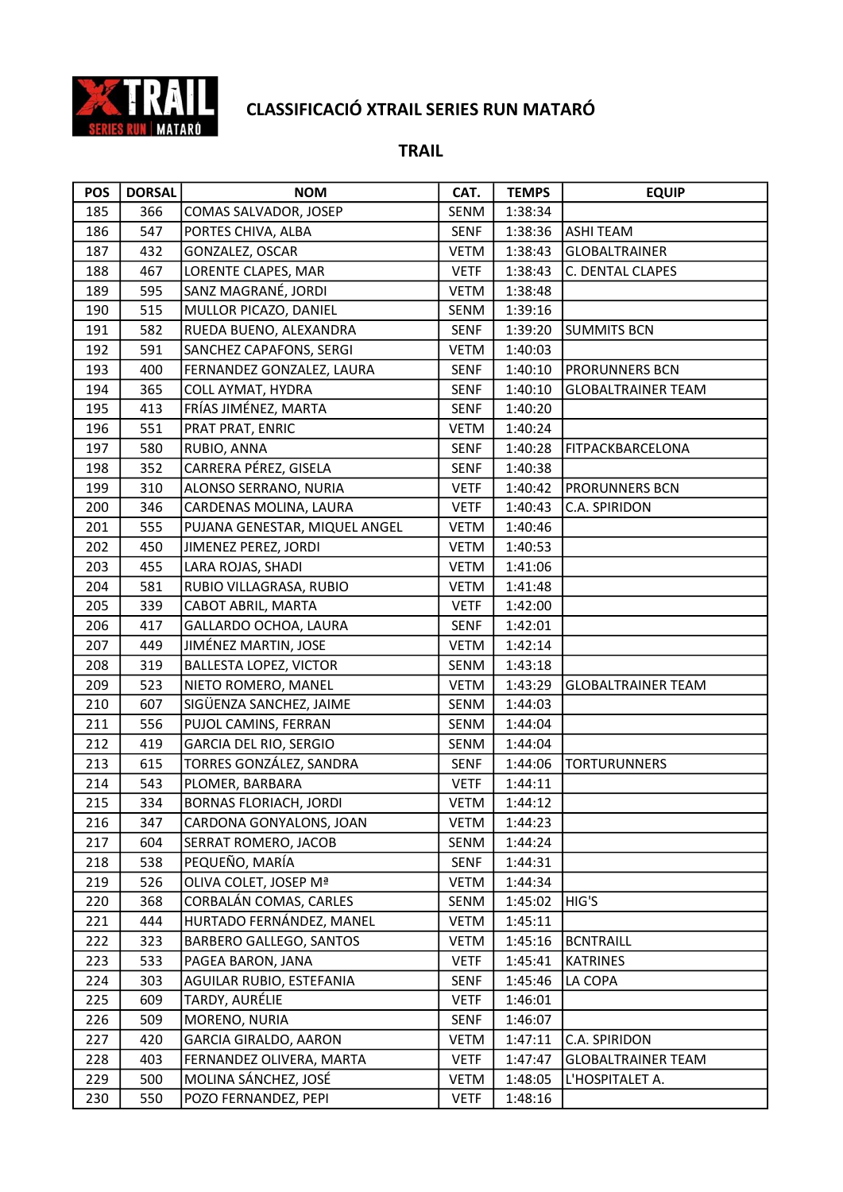# CLASSIFICACIÓ XTRAIL SERIES RUN MATARÓ

## TRAIL

| POS | DORSAL | NOM | CAT. | TEMPS | EQUIP |
|---|---|---|---|---|---|
| 185 | 366 | COMAS SALVADOR, JOSEP | SENM | 1:38:34 | |
| 186 | 547 | PORTES CHIVA, ALBA | SENF | 1:38:36 | ASHI TEAM |
| 187 | 432 | GONZALEZ, OSCAR | VETM | 1:38:43 | GLOBALTRAINER |
| 188 | 467 | LORENTE CLAPES, MAR | VETF | 1:38:43 | C. DENTAL CLAPES |
| 189 | 595 | SANZ MAGRANÉ, JORDI | VETM | 1:38:48 | |
| 190 | 515 | MULLOR PICAZO, DANIEL | SENM | 1:39:16 | |
| 191 | 582 | RUEDA BUENO, ALEXANDRA | SENF | 1:39:20 | SUMMITS BCN |
| 192 | 591 | SANCHEZ CAPAFONS, SERGI | VETM | 1:40:03 | |
| 193 | 400 | FERNANDEZ GONZALEZ, LAURA | SENF | 1:40:10 | PRORUNNERS BCN |
| 194 | 365 | COLL AYMAT, HYDRA | SENF | 1:40:10 | GLOBALTRAINER TEAM |
| 195 | 413 | FRÍAS JIMÉNEZ, MARTA | SENF | 1:40:20 | |
| 196 | 551 | PRAT PRAT, ENRIC | VETM | 1:40:24 | |
| 197 | 580 | RUBIO, ANNA | SENF | 1:40:28 | FITPACKBARCELONA |
| 198 | 352 | CARRERA PÉREZ, GISELA | SENF | 1:40:38 | |
| 199 | 310 | ALONSO SERRANO, NURIA | VETF | 1:40:42 | PRORUNNERS BCN |
| 200 | 346 | CARDENAS MOLINA, LAURA | VETF | 1:40:43 | C.A. SPIRIDON |
| 201 | 555 | PUJANA GENESTAR, MIQUEL ANGEL | VETM | 1:40:46 | |
| 202 | 450 | JIMENEZ PEREZ, JORDI | VETM | 1:40:53 | |
| 203 | 455 | LARA ROJAS, SHADI | VETM | 1:41:06 | |
| 204 | 581 | RUBIO VILLAGRASA, RUBIO | VETM | 1:41:48 | |
| 205 | 339 | CABOT ABRIL, MARTA | VETF | 1:42:00 | |
| 206 | 417 | GALLARDO OCHOA, LAURA | SENF | 1:42:01 | |
| 207 | 449 | JIMÉNEZ MARTIN, JOSE | VETM | 1:42:14 | |
| 208 | 319 | BALLESTA LOPEZ, VICTOR | SENM | 1:43:18 | |
| 209 | 523 | NIETO ROMERO, MANEL | VETM | 1:43:29 | GLOBALTRAINER TEAM |
| 210 | 607 | SIGÜENZA SANCHEZ, JAIME | SENM | 1:44:03 | |
| 211 | 556 | PUJOL CAMINS, FERRAN | SENM | 1:44:04 | |
| 212 | 419 | GARCIA DEL RIO, SERGIO | SENM | 1:44:04 | |
| 213 | 615 | TORRES GONZÁLEZ, SANDRA | SENF | 1:44:06 | TORTURUNNERS |
| 214 | 543 | PLOMER, BARBARA | VETF | 1:44:11 | |
| 215 | 334 | BORNAS FLORIACH, JORDI | VETM | 1:44:12 | |
| 216 | 347 | CARDONA GONYALONS, JOAN | VETM | 1:44:23 | |
| 217 | 604 | SERRAT ROMERO, JACOB | SENM | 1:44:24 | |
| 218 | 538 | PEQUEÑO, MARÍA | SENF | 1:44:31 | |
| 219 | 526 | OLIVA COLET, JOSEP Mª | VETM | 1:44:34 | |
| 220 | 368 | CORBALÁN COMAS, CARLES | SENM | 1:45:02 | HIG'S |
| 221 | 444 | HURTADO FERNÁNDEZ, MANEL | VETM | 1:45:11 | |
| 222 | 323 | BARBERO GALLEGO, SANTOS | VETM | 1:45:16 | BCNTRAILL |
| 223 | 533 | PAGEA BARON, JANA | VETF | 1:45:41 | KATRINES |
| 224 | 303 | AGUILAR RUBIO, ESTEFANIA | SENF | 1:45:46 | LA COPA |
| 225 | 609 | TARDY, AURÉLIE | VETF | 1:46:01 | |
| 226 | 509 | MORENO, NURIA | SENF | 1:46:07 | |
| 227 | 420 | GARCIA GIRALDO, AARON | VETM | 1:47:11 | C.A. SPIRIDON |
| 228 | 403 | FERNANDEZ OLIVERA, MARTA | VETF | 1:47:47 | GLOBALTRAINER TEAM |
| 229 | 500 | MOLINA SÁNCHEZ, JOSÉ | VETM | 1:48:05 | L'HOSPITALET A. |
| 230 | 550 | POZO FERNANDEZ, PEPI | VETF | 1:48:16 | |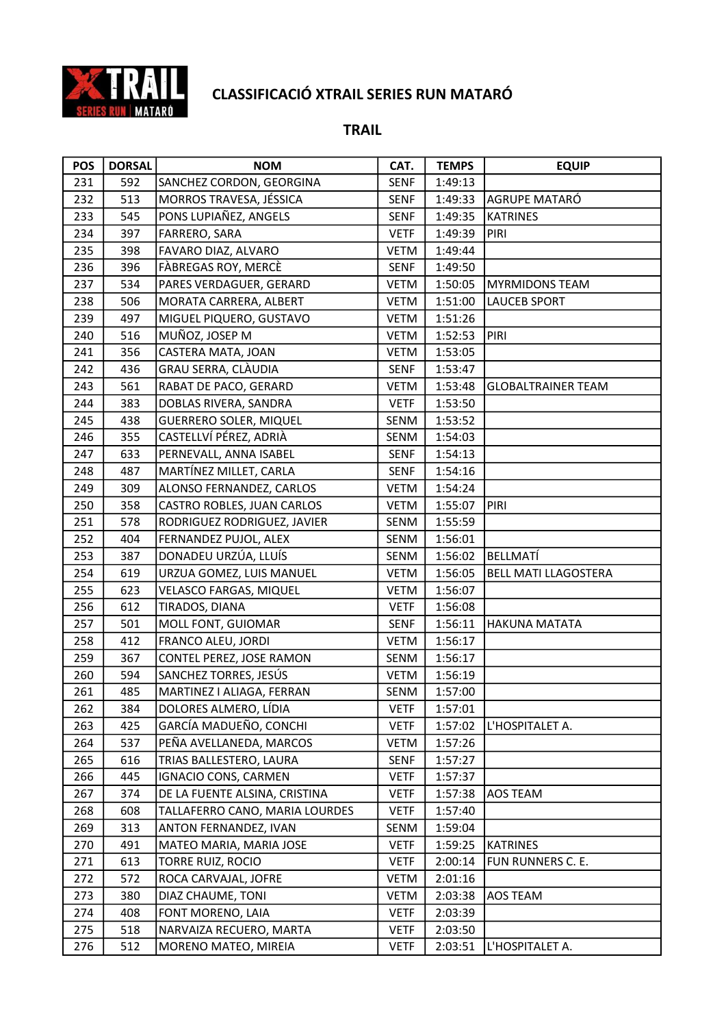# CLASSIFICACIÓ XTRAIL SERIES RUN MATARÓ

## TRAIL

| POS | DORSAL | NOM | CAT. | TEMPS | EQUIP |
|---|---|---|---|---|---|
| 231 | 592 | SANCHEZ CORDON, GEORGINA | SENF | 1:49:13 | |
| 232 | 513 | MORROS TRAVESA, JÉSSICA | SENF | 1:49:33 | AGRUPE MATARÓ |
| 233 | 545 | PONS LUPIAÑEZ, ANGELS | SENF | 1:49:35 | KATRINES |
| 234 | 397 | FARRERO, SARA | VETF | 1:49:39 | PIRI |
| 235 | 398 | FAVARO DIAZ, ALVARO | VETM | 1:49:44 | |
| 236 | 396 | FÀBREGAS ROY, MERCÈ | SENF | 1:49:50 | |
| 237 | 534 | PARES VERDAGUER, GERARD | VETM | 1:50:05 | MYRMIDONS TEAM |
| 238 | 506 | MORATA CARRERA, ALBERT | VETM | 1:51:00 | LAUCEB SPORT |
| 239 | 497 | MIGUEL PIQUERO, GUSTAVO | VETM | 1:51:26 | |
| 240 | 516 | MUÑOZ, JOSEP M | VETM | 1:52:53 | PIRI |
| 241 | 356 | CASTERA MATA, JOAN | VETM | 1:53:05 | |
| 242 | 436 | GRAU SERRA, CLÀUDIA | SENF | 1:53:47 | |
| 243 | 561 | RABAT DE PACO, GERARD | VETM | 1:53:48 | GLOBALTRAINER TEAM |
| 244 | 383 | DOBLAS RIVERA, SANDRA | VETF | 1:53:50 | |
| 245 | 438 | GUERRERO SOLER, MIQUEL | SENM | 1:53:52 | |
| 246 | 355 | CASTELLVÍ PÉREZ, ADRIÀ | SENM | 1:54:03 | |
| 247 | 633 | PERNEVALL, ANNA ISABEL | SENF | 1:54:13 | |
| 248 | 487 | MARTÍNEZ MILLET, CARLA | SENF | 1:54:16 | |
| 249 | 309 | ALONSO FERNANDEZ, CARLOS | VETM | 1:54:24 | |
| 250 | 358 | CASTRO ROBLES, JUAN CARLOS | VETM | 1:55:07 | PIRI |
| 251 | 578 | RODRIGUEZ RODRIGUEZ, JAVIER | SENM | 1:55:59 | |
| 252 | 404 | FERNANDEZ PUJOL, ALEX | SENM | 1:56:01 | |
| 253 | 387 | DONADEU URZÚA, LLUÍS | SENM | 1:56:02 | BELLMATÍ |
| 254 | 619 | URZUA GOMEZ, LUIS MANUEL | VETM | 1:56:05 | BELL MATI LLAGOSTERA |
| 255 | 623 | VELASCO FARGAS, MIQUEL | VETM | 1:56:07 | |
| 256 | 612 | TIRADOS, DIANA | VETF | 1:56:08 | |
| 257 | 501 | MOLL FONT, GUIOMAR | SENF | 1:56:11 | HAKUNA MATATA |
| 258 | 412 | FRANCO ALEU, JORDI | VETM | 1:56:17 | |
| 259 | 367 | CONTEL PEREZ, JOSE RAMON | SENM | 1:56:17 | |
| 260 | 594 | SANCHEZ TORRES, JESÚS | VETM | 1:56:19 | |
| 261 | 485 | MARTINEZ I ALIAGA, FERRAN | SENM | 1:57:00 | |
| 262 | 384 | DOLORES ALMERO, LÍDIA | VETF | 1:57:01 | |
| 263 | 425 | GARCÍA MADUEÑO, CONCHI | VETF | 1:57:02 | L'HOSPITALET A. |
| 264 | 537 | PEÑA AVELLANEDA, MARCOS | VETM | 1:57:26 | |
| 265 | 616 | TRIAS BALLESTERO, LAURA | SENF | 1:57:27 | |
| 266 | 445 | IGNACIO CONS, CARMEN | VETF | 1:57:37 | |
| 267 | 374 | DE LA FUENTE ALSINA, CRISTINA | VETF | 1:57:38 | AOS TEAM |
| 268 | 608 | TALLAFERRO CANO, MARIA LOURDES | VETF | 1:57:40 | |
| 269 | 313 | ANTON FERNANDEZ, IVAN | SENM | 1:59:04 | |
| 270 | 491 | MATEO MARIA, MARIA JOSE | VETF | 1:59:25 | KATRINES |
| 271 | 613 | TORRE RUIZ, ROCIO | VETF | 2:00:14 | FUN RUNNERS C. E. |
| 272 | 572 | ROCA CARVAJAL, JOFRE | VETM | 2:01:16 | |
| 273 | 380 | DIAZ CHAUME, TONI | VETM | 2:03:38 | AOS TEAM |
| 274 | 408 | FONT MORENO, LAIA | VETF | 2:03:39 | |
| 275 | 518 | NARVAIZA RECUERO, MARTA | VETF | 2:03:50 | |
| 276 | 512 | MORENO MATEO, MIREIA | VETF | 2:03:51 | L'HOSPITALET A. |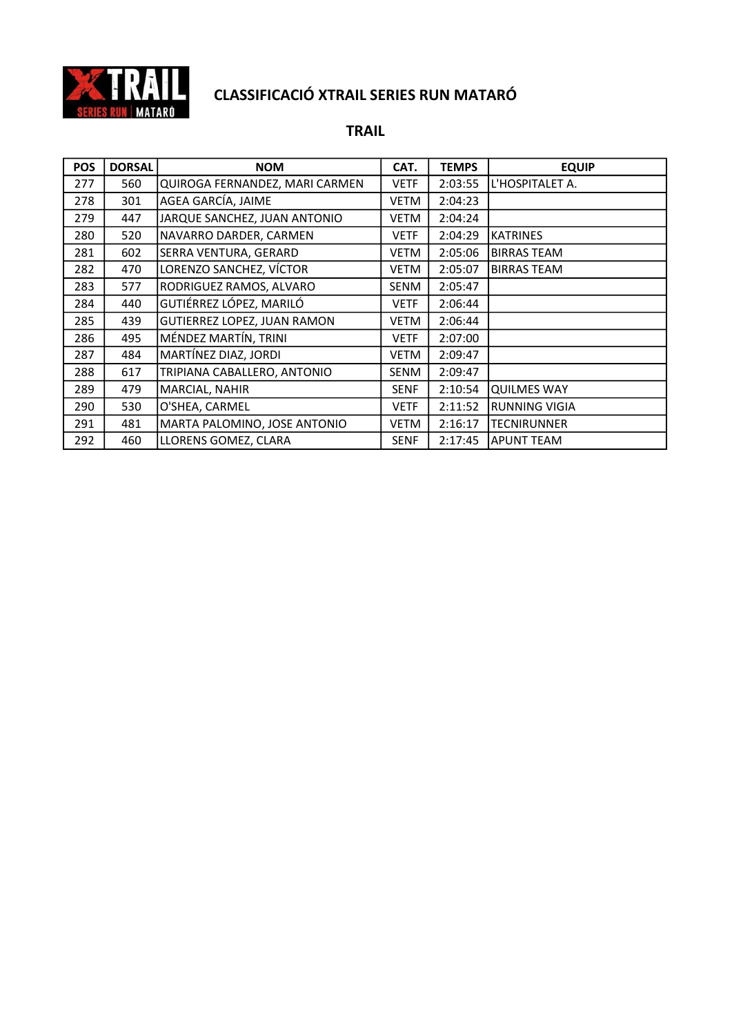# CLASSIFICACIÓ XTRAIL SERIES RUN MATARÓ

## TRAIL

| POS | DORSAL | NOM | CAT. | TEMPS | EQUIP |
|---|---|---|---|---|---|
| 277 | 560 | QUIROGA FERNANDEZ, MARI CARMEN | VETF | 2:03:55 | L'HOSPITALET A. |
| 278 | 301 | AGEA GARCÍA, JAIME | VETM | 2:04:23 | |
| 279 | 447 | JARQUE SANCHEZ, JUAN ANTONIO | VETM | 2:04:24 | |
| 280 | 520 | NAVARRO DARDER, CARMEN | VETF | 2:04:29 | KATRINES |
| 281 | 602 | SERRA VENTURA, GERARD | VETM | 2:05:06 | BIRRAS TEAM |
| 282 | 470 | LORENZO SANCHEZ, VÍCTOR | VETM | 2:05:07 | BIRRAS TEAM |
| 283 | 577 | RODRIGUEZ RAMOS, ALVARO | SENM | 2:05:47 | |
| 284 | 440 | GUTIÉRREZ LÓPEZ, MARILÓ | VETF | 2:06:44 | |
| 285 | 439 | GUTIERREZ LOPEZ, JUAN RAMON | VETM | 2:06:44 | |
| 286 | 495 | MÉNDEZ MARTÍN, TRINI | VETF | 2:07:00 | |
| 287 | 484 | MARTÍNEZ DIAZ, JORDI | VETM | 2:09:47 | |
| 288 | 617 | TRIPIANA CABALLERO, ANTONIO | SENM | 2:09:47 | |
| 289 | 479 | MARCIAL, NAHIR | SENF | 2:10:54 | QUILMES WAY |
| 290 | 530 | O'SHEA, CARMEL | VETF | 2:11:52 | RUNNING VIGIA |
| 291 | 481 | MARTA PALOMINO, JOSE ANTONIO | VETM | 2:16:17 | TECNIRUNNER |
| 292 | 460 | LLORENS GOMEZ, CLARA | SENF | 2:17:45 | APUNT TEAM |